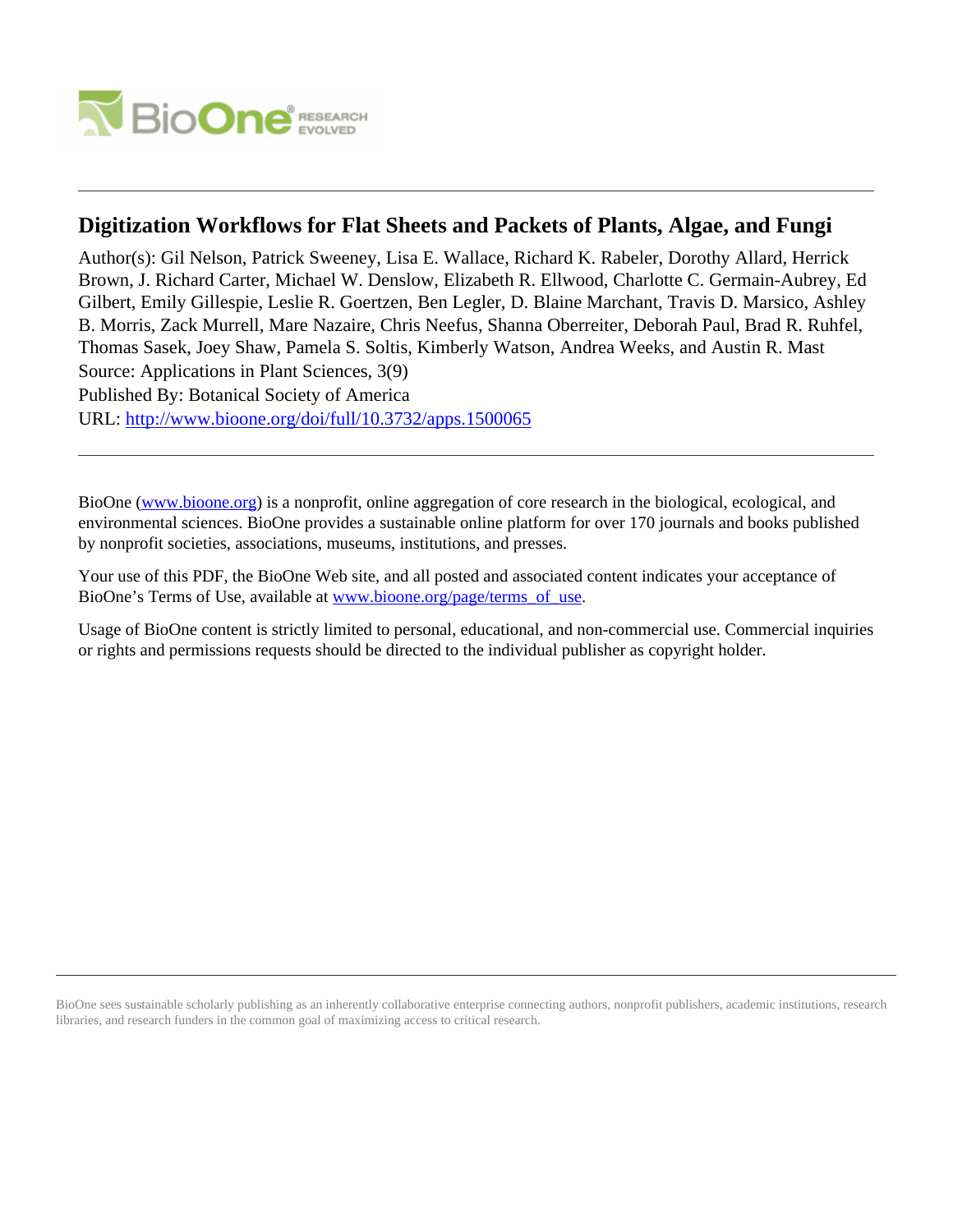# Digitization Workflows for Flat Sheets and Packets of Plants, Algae, and Fungi

Author(s): Gil Nelson, Patrick Sweeney, Lisa E. Wallace, Richard K. Rabeler, Dorothy Allard, Herrick Brown, J. Richard Carter, Michael W. Denslow, Elizabeth R. Ellwood, Charlotte C. Germain-Aubrey, Ed Gilbert, Emily Gillespie, Leslie R. Goertzen, Ben Legler, D. Blaine Marchant, Travis D. Marsico, Ashley B. Morris, Zack Murrell, Mare Nazaire, Chris Neefus, Shanna Oberreiter, Deborah Paul, Brad R. Ruhfel, Thomas Sasek, Joey Shaw, Pamela S. Soltis, Kimberly Watson, Andrea Weeks, and Austin R. Mast

Source: Applications in Plant Sciences, 3(9)

Published By: Botanical Society of America

URL: http://www.bioone.org/doi/full/10.3732/apps.1500065

---

BioOne (www.bioone.org) is a nonprofit, online aggregation of core research in the biological, ecological, and environmental sciences. BioOne provides a sustainable online platform for over 170 journals and books published by nonprofit societies, associations, museums, institutions, and presses.

Your use of this PDF, the BioOne Web site, and all posted and associated content indicates your acceptance of BioOne's Terms of Use, available at www.bioone.org/page/terms_of_use.

Usage of BioOne content is strictly limited to personal, educational, and non-commercial use. Commercial inquiries or rights and permissions requests should be directed to the individual publisher as copyright holder.

---

BioOne sees sustainable scholarly publishing as an inherently collaborative enterprise connecting authors, nonprofit publishers, academic institutions, research libraries, and research funders in the common goal of maximizing access to critical research.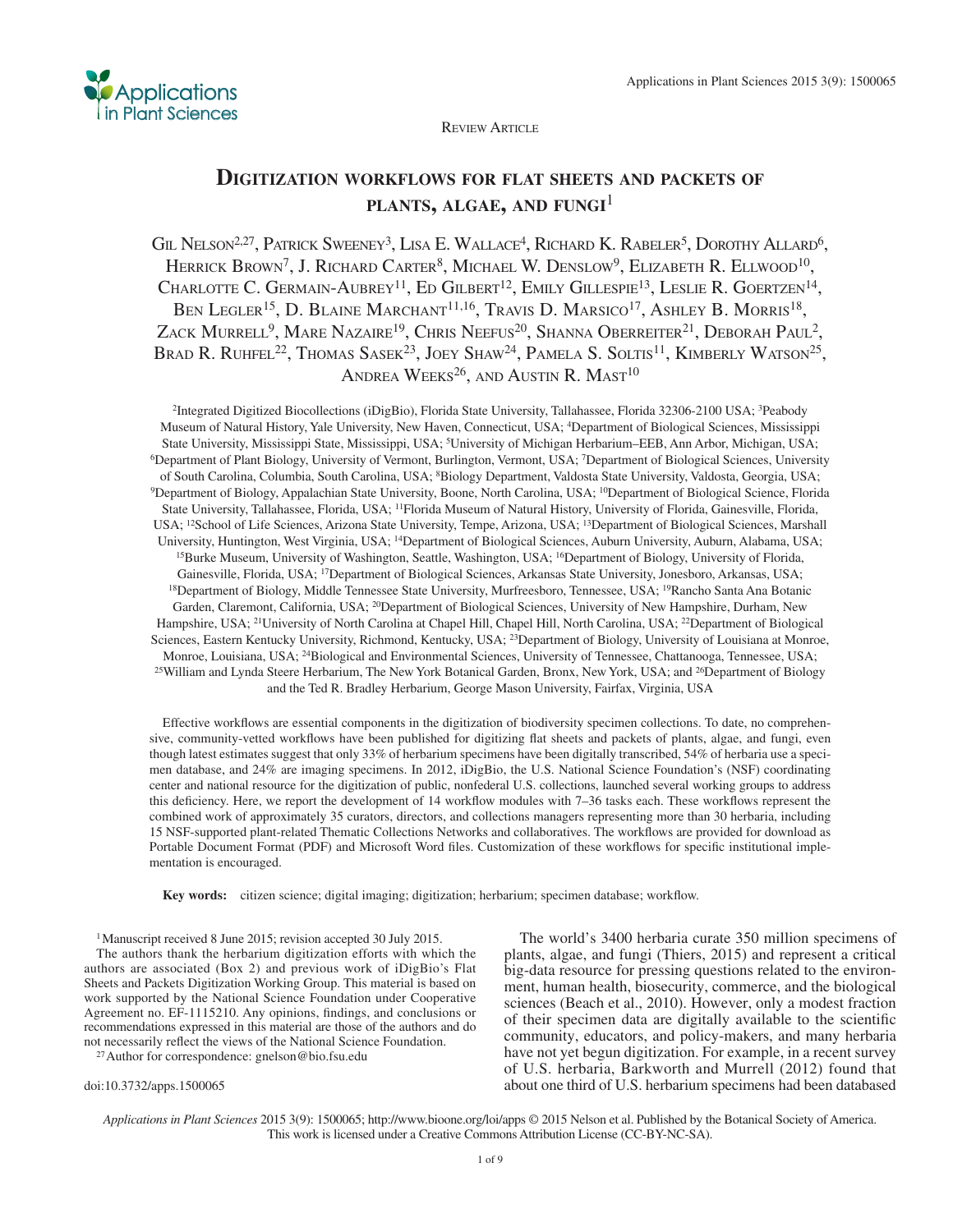Review Article

# Digitization workflows for flat sheets and packets of plants, algae, and fungi[1]

Gil Nelson[2,27], Patrick Sweeney[3], Lisa E. Wallace[4], Richard K. Rabeler[5], Dorothy Allard[6], Herrick Brown[7], J. Richard Carter[8], Michael W. Denslow[9], Elizabeth R. Ellwood[10], Charlotte C. Germain-Aubrey[11], Ed Gilbert[12], Emily Gillespie[13], Leslie R. Goertzen[14], Ben Legler[15], D. Blaine Marchant[11,16], Travis D. Marsico[17], Ashley B. Morris[18], Zack Murrell[9], Mare Nazaire[19], Chris Neefus[20], Shanna Oberreiter[21], Deborah Paul[2], Brad R. Ruhfel[22], Thomas Sasek[23], Joey Shaw[24], Pamela S. Soltis[11], Kimberly Watson[25], Andrea Weeks[26], and Austin R. Mast[10]

[2]Integrated Digitized Biocollections (iDigBio), Florida State University, Tallahassee, Florida 32306-2100 USA; [3]Peabody Museum of Natural History, Yale University, New Haven, Connecticut, USA; [4]Department of Biological Sciences, Mississippi State University, Mississippi State, Mississippi, USA; [5]University of Michigan Herbarium–EEB, Ann Arbor, Michigan, USA; [6]Department of Plant Biology, University of Vermont, Burlington, Vermont, USA; [7]Department of Biological Sciences, University of South Carolina, Columbia, South Carolina, USA; [8]Biology Department, Valdosta State University, Valdosta, Georgia, USA; [9]Department of Biology, Appalachian State University, Boone, North Carolina, USA; [10]Department of Biological Science, Florida State University, Tallahassee, Florida, USA; [11]Florida Museum of Natural History, University of Florida, Gainesville, Florida, USA; [12]School of Life Sciences, Arizona State University, Tempe, Arizona, USA; [13]Department of Biological Sciences, Marshall University, Huntington, West Virginia, USA; [14]Department of Biological Sciences, Auburn University, Auburn, Alabama, USA; [15]Burke Museum, University of Washington, Seattle, Washington, USA; [16]Department of Biology, University of Florida, Gainesville, Florida, USA; [17]Department of Biological Sciences, Arkansas State University, Jonesboro, Arkansas, USA; [18]Department of Biology, Middle Tennessee State University, Murfreesboro, Tennessee, USA; [19]Rancho Santa Ana Botanic Garden, Claremont, California, USA; [20]Department of Biological Sciences, University of New Hampshire, Durham, New Hampshire, USA; [21]University of North Carolina at Chapel Hill, Chapel Hill, North Carolina, USA; [22]Department of Biological Sciences, Eastern Kentucky University, Richmond, Kentucky, USA; [23]Department of Biology, University of Louisiana at Monroe, Monroe, Louisiana, USA; [24]Biological and Environmental Sciences, University of Tennessee, Chattanooga, Tennessee, USA; [25]William and Lynda Steere Herbarium, The New York Botanical Garden, Bronx, New York, USA; and [26]Department of Biology and the Ted R. Bradley Herbarium, George Mason University, Fairfax, Virginia, USA

Effective workflows are essential components in the digitization of biodiversity specimen collections. To date, no comprehensive, community-vetted workflows have been published for digitizing flat sheets and packets of plants, algae, and fungi, even though latest estimates suggest that only 33% of herbarium specimens have been digitally transcribed, 54% of herbaria use a specimen database, and 24% are imaging specimens. In 2012, iDigBio, the U.S. National Science Foundation's (NSF) coordinating center and national resource for the digitization of public, nonfederal U.S. collections, launched several working groups to address this deficiency. Here, we report the development of 14 workflow modules with 7–36 tasks each. These workflows represent the combined work of approximately 35 curators, directors, and collections managers representing more than 30 herbaria, including 15 NSF-supported plant-related Thematic Collections Networks and collaboratives. The workflows are provided for download as Portable Document Format (PDF) and Microsoft Word files. Customization of these workflows for specific institutional implementation is encouraged.

**Key words:** citizen science; digital imaging; digitization; herbarium; specimen database; workflow.

[1]Manuscript received 8 June 2015; revision accepted 30 July 2015.

The authors thank the herbarium digitization efforts with which the authors are associated (Box 2) and previous work of iDigBio's Flat Sheets and Packets Digitization Working Group. This material is based on work supported by the National Science Foundation under Cooperative Agreement no. EF-1115210. Any opinions, findings, and conclusions or recommendations expressed in this material are those of the authors and do not necessarily reflect the views of the National Science Foundation.

[27]Author for correspondence: gnelson@bio.fsu.edu

doi:10.3732/apps.1500065

The world's 3400 herbaria curate 350 million specimens of plants, algae, and fungi (Thiers, 2015) and represent a critical big-data resource for pressing questions related to the environment, human health, biosecurity, commerce, and the biological sciences (Beach et al., 2010). However, only a modest fraction of their specimen data are digitally available to the scientific community, educators, and policy-makers, and many herbaria have not yet begun digitization. For example, in a recent survey of U.S. herbaria, Barkworth and Murrell (2012) found that about one third of U.S. herbarium specimens had been databased

*Applications in Plant Sciences* 2015 3(9): 1500065; http://www.bioone.org/loi/apps © 2015 Nelson et al. Published by the Botanical Society of America. This work is licensed under a Creative Commons Attribution License (CC-BY-NC-SA).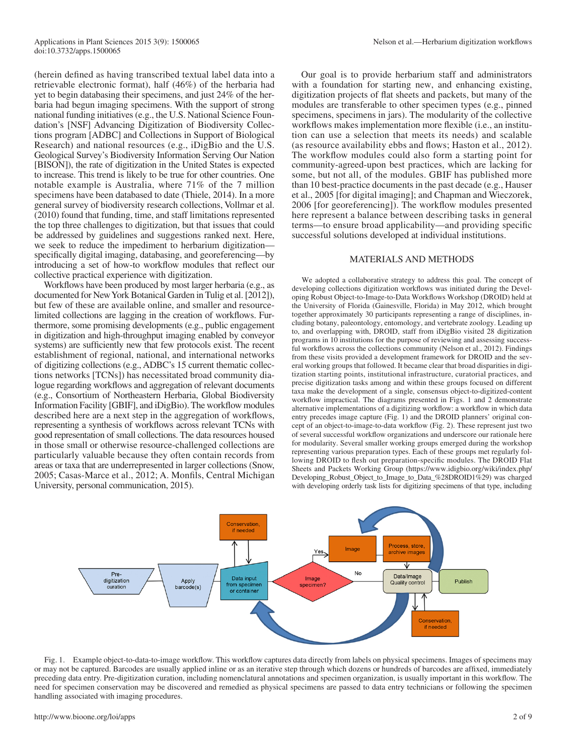(herein defined as having transcribed textual label data into a retrievable electronic format), half (46%) of the herbaria had yet to begin databasing their specimens, and just 24% of the herbaria had begun imaging specimens. With the support of strong national funding initiatives (e.g., the U.S. National Science Foundation's [NSF] Advancing Digitization of Biodiversity Collections program [ADBC] and Collections in Support of Biological Research) and national resources (e.g., iDigBio and the U.S. Geological Survey's Biodiversity Information Serving Our Nation [BISON]), the rate of digitization in the United States is expected to increase. This trend is likely to be true for other countries. One notable example is Australia, where 71% of the 7 million specimens have been databased to date (Thiele, 2014). In a more general survey of biodiversity research collections, Vollmar et al. (2010) found that funding, time, and staff limitations represented the top three challenges to digitization, but that issues that could be addressed by guidelines and suggestions ranked next. Here, we seek to reduce the impediment to herbarium digitization—specifically digital imaging, databasing, and georeferencing—by introducing a set of how-to workflow modules that reflect our collective practical experience with digitization.

Workflows have been produced by most larger herbaria (e.g., as documented for New York Botanical Garden in Tulig et al. [2012]), but few of these are available online, and smaller and resource-limited collections are lagging in the creation of workflows. Furthermore, some promising developments (e.g., public engagement in digitization and high-throughput imaging enabled by conveyor systems) are sufficiently new that few protocols exist. The recent establishment of regional, national, and international networks of digitizing collections (e.g., ADBC's 15 current thematic collections networks [TCNs]) has necessitated broad community dialogue regarding workflows and aggregation of relevant documents (e.g., Consortium of Northeastern Herbaria, Global Biodiversity Information Facility [GBIF], and iDigBio). The workflow modules described here are a next step in the aggregation of workflows, representing a synthesis of workflows across relevant TCNs with good representation of small collections. The data resources housed in those small or otherwise resource-challenged collections are particularly valuable because they often contain records from areas or taxa that are underrepresented in larger collections (Snow, 2005; Casas-Marce et al., 2012; A. Monfils, Central Michigan University, personal communication, 2015).

Our goal is to provide herbarium staff and administrators with a foundation for starting new, and enhancing existing, digitization projects of flat sheets and packets, but many of the modules are transferable to other specimen types (e.g., pinned specimens, specimens in jars). The modularity of the collective workflows makes implementation more flexible (i.e., an institution can use a selection that meets its needs) and scalable (as resource availability ebbs and flows; Haston et al., 2012). The workflow modules could also form a starting point for community-agreed-upon best practices, which are lacking for some, but not all, of the modules. GBIF has published more than 10 best-practice documents in the past decade (e.g., Hauser et al., 2005 [for digital imaging]; and Chapman and Wieczorek, 2006 [for georeferencing]). The workflow modules presented here represent a balance between describing tasks in general terms—to ensure broad applicability—and providing specific successful solutions developed at individual institutions.

## MATERIALS AND METHODS

We adopted a collaborative strategy to address this goal. The concept of developing collections digitization workflows was initiated during the Developing Robust Object-to-Image-to-Data Workflows Workshop (DROID) held at the University of Florida (Gainesville, Florida) in May 2012, which brought together approximately 30 participants representing a range of disciplines, including botany, paleontology, entomology, and vertebrate zoology. Leading up to, and overlapping with, DROID, staff from iDigBio visited 28 digitization programs in 10 institutions for the purpose of reviewing and assessing successful workflows across the collections community (Nelson et al., 2012). Findings from these visits provided a development framework for DROID and the several working groups that followed. It became clear that broad disparities in digitization starting points, institutional infrastructure, curatorial practices, and precise digitization tasks among and within these groups focused on different taxa make the development of a single, consensus object-to-digitized-content workflow impractical. The diagrams presented in Figs. 1 and 2 demonstrate alternative implementations of a digitizing workflow: a workflow in which data entry precedes image capture (Fig. 1) and the DROID planners' original concept of an object-to-image-to-data workflow (Fig. 2). These represent just two of several successful workflow organizations and underscore our rationale here for modularity. Several smaller working groups emerged during the workshop representing various preparation types. Each of these groups met regularly following DROID to flesh out preparation-specific modules. The DROID Flat Sheets and Packets Working Group (https://www.idigbio.org/wiki/index.php/Developing_Robust_Object_to_Image_to_Data_%28DROID1%29) was charged with developing orderly task lists for digitizing specimens of that type, including

Fig. 1. Example object-to-data-to-image workflow. This workflow captures data directly from labels on physical specimens. Images of specimens may or may not be captured. Barcodes are usually applied inline or as an iterative step through which dozens or hundreds of barcodes are affixed, immediately preceding data entry. Pre-digitization curation, including nomenclatural annotations and specimen organization, is usually important in this workflow. The need for specimen conservation may be discovered and remedied as physical specimens are passed to data entry technicians or following the specimen handling associated with imaging procedures.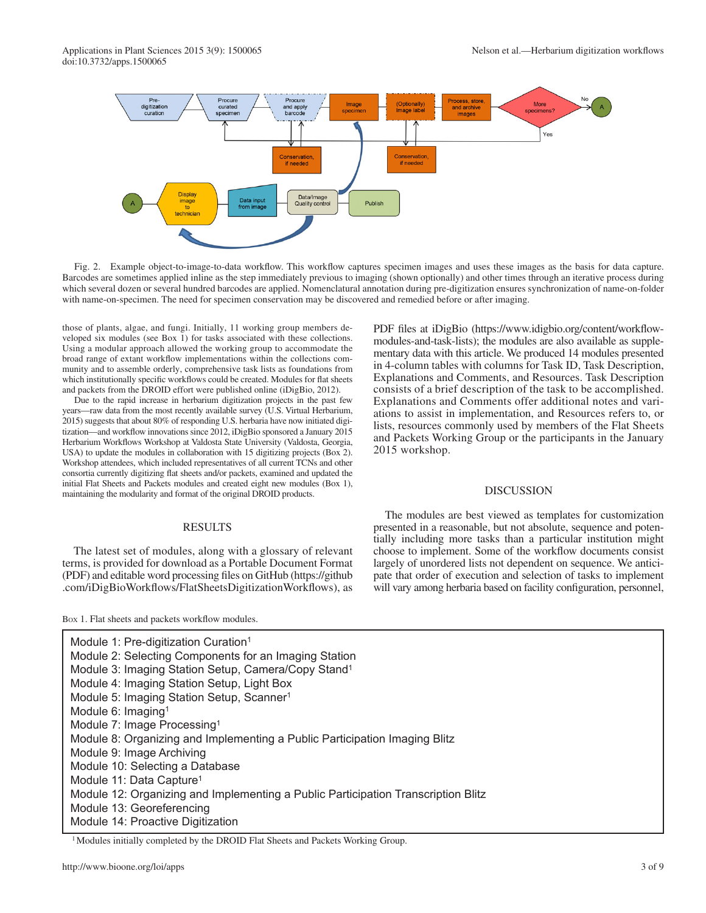Fig. 2. Example object-to-image-to-data workflow. This workflow captures specimen images and uses these images as the basis for data capture. Barcodes are sometimes applied inline as the step immediately previous to imaging (shown optionally) and other times through an iterative process during which several dozen or several hundred barcodes are applied. Nomenclatural annotation during pre-digitization ensures synchronization of name-on-folder with name-on-specimen. The need for specimen conservation may be discovered and remedied before or after imaging.

those of plants, algae, and fungi. Initially, 11 working group members developed six modules (see Box 1) for tasks associated with these collections. Using a modular approach allowed the working group to accommodate the broad range of extant workflow implementations within the collections community and to assemble orderly, comprehensive task lists as foundations from which institutionally specific workflows could be created. Modules for flat sheets and packets from the DROID effort were published online (iDigBio, 2012).

Due to the rapid increase in herbarium digitization projects in the past few years—raw data from the most recently available survey (U.S. Virtual Herbarium, 2015) suggests that about 80% of responding U.S. herbaria have now initiated digitization—and workflow innovations since 2012, iDigBio sponsored a January 2015 Herbarium Workflows Workshop at Valdosta State University (Valdosta, Georgia, USA) to update the modules in collaboration with 15 digitizing projects (Box 2). Workshop attendees, which included representatives of all current TCNs and other consortia currently digitizing flat sheets and/or packets, examined and updated the initial Flat Sheets and Packets modules and created eight new modules (Box 1), maintaining the modularity and format of the original DROID products.

## RESULTS

The latest set of modules, along with a glossary of relevant terms, is provided for download as a Portable Document Format (PDF) and editable word processing files on GitHub (https://github.com/iDigBioWorkflows/FlatSheetsDigitizationWorkflows), as PDF files at iDigBio (https://www.idigbio.org/content/workflow-modules-and-task-lists); the modules are also available as supplementary data with this article. We produced 14 modules presented in 4-column tables with columns for Task ID, Task Description, Explanations and Comments, and Resources. Task Description consists of a brief description of the task to be accomplished. Explanations and Comments offer additional notes and variations to assist in implementation, and Resources refers to, or lists, resources commonly used by members of the Flat Sheets and Packets Working Group or the participants in the January 2015 workshop.

## DISCUSSION

The modules are best viewed as templates for customization presented in a reasonable, but not absolute, sequence and potentially including more tasks than a particular institution might choose to implement. Some of the workflow documents consist largely of unordered lists not dependent on sequence. We anticipate that order of execution and selection of tasks to implement will vary among herbaria based on facility configuration, personnel,

Box 1. Flat sheets and packets workflow modules.

- Module 1: Pre-digitization Curation[1]
- Module 2: Selecting Components for an Imaging Station
- Module 3: Imaging Station Setup, Camera/Copy Stand[1]
- Module 4: Imaging Station Setup, Light Box
- Module 5: Imaging Station Setup, Scanner[1]
- Module 6: Imaging[1]
- Module 7: Image Processing[1]
- Module 8: Organizing and Implementing a Public Participation Imaging Blitz
- Module 9: Image Archiving
- Module 10: Selecting a Database
- Module 11: Data Capture[1]
- Module 12: Organizing and Implementing a Public Participation Transcription Blitz
- Module 13: Georeferencing
- Module 14: Proactive Digitization

[1] Modules initially completed by the DROID Flat Sheets and Packets Working Group.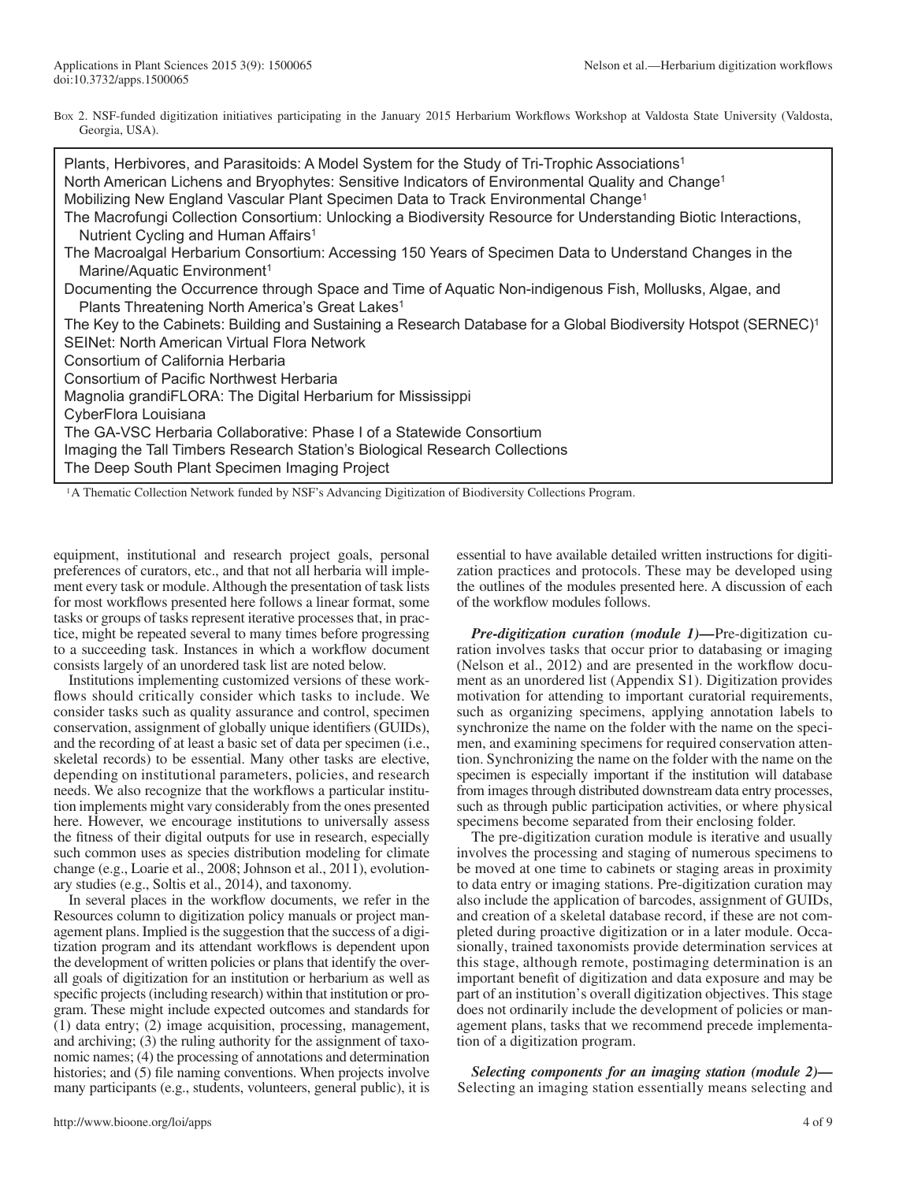Box 2. NSF-funded digitization initiatives participating in the January 2015 Herbarium Workflows Workshop at Valdosta State University (Valdosta, Georgia, USA).

- Plants, Herbivores, and Parasitoids: A Model System for the Study of Tri-Trophic Associations[1]
- North American Lichens and Bryophytes: Sensitive Indicators of Environmental Quality and Change[1]
- Mobilizing New England Vascular Plant Specimen Data to Track Environmental Change[1]
- The Macrofungi Collection Consortium: Unlocking a Biodiversity Resource for Understanding Biotic Interactions, Nutrient Cycling and Human Affairs[1]
- The Macroalgal Herbarium Consortium: Accessing 150 Years of Specimen Data to Understand Changes in the Marine/Aquatic Environment[1]
- Documenting the Occurrence through Space and Time of Aquatic Non-indigenous Fish, Mollusks, Algae, and Plants Threatening North America's Great Lakes[1]
- The Key to the Cabinets: Building and Sustaining a Research Database for a Global Biodiversity Hotspot (SERNEC)[1]
- SEINet: North American Virtual Flora Network
- Consortium of California Herbaria
- Consortium of Pacific Northwest Herbaria
- Magnolia grandiFLORA: The Digital Herbarium for Mississippi
- CyberFlora Louisiana
- The GA-VSC Herbaria Collaborative: Phase I of a Statewide Consortium
- Imaging the Tall Timbers Research Station's Biological Research Collections
- The Deep South Plant Specimen Imaging Project

[1]A Thematic Collection Network funded by NSF's Advancing Digitization of Biodiversity Collections Program.

equipment, institutional and research project goals, personal preferences of curators, etc., and that not all herbaria will implement every task or module. Although the presentation of task lists for most workflows presented here follows a linear format, some tasks or groups of tasks represent iterative processes that, in practice, might be repeated several to many times before progressing to a succeeding task. Instances in which a workflow document consists largely of an unordered task list are noted below.

Institutions implementing customized versions of these workflows should critically consider which tasks to include. We consider tasks such as quality assurance and control, specimen conservation, assignment of globally unique identifiers (GUIDs), and the recording of at least a basic set of data per specimen (i.e., skeletal records) to be essential. Many other tasks are elective, depending on institutional parameters, policies, and research needs. We also recognize that the workflows a particular institution implements might vary considerably from the ones presented here. However, we encourage institutions to universally assess the fitness of their digital outputs for use in research, especially such common uses as species distribution modeling for climate change (e.g., Loarie et al., 2008; Johnson et al., 2011), evolutionary studies (e.g., Soltis et al., 2014), and taxonomy.

In several places in the workflow documents, we refer in the Resources column to digitization policy manuals or project management plans. Implied is the suggestion that the success of a digitization program and its attendant workflows is dependent upon the development of written policies or plans that identify the overall goals of digitization for an institution or herbarium as well as specific projects (including research) within that institution or program. These might include expected outcomes and standards for (1) data entry; (2) image acquisition, processing, management, and archiving; (3) the ruling authority for the assignment of taxonomic names; (4) the processing of annotations and determination histories; and (5) file naming conventions. When projects involve many participants (e.g., students, volunteers, general public), it is essential to have available detailed written instructions for digitization practices and protocols. These may be developed using the outlines of the modules presented here. A discussion of each of the workflow modules follows.

***Pre-digitization curation (module 1)*—**Pre-digitization curation involves tasks that occur prior to databasing or imaging (Nelson et al., 2012) and are presented in the workflow document as an unordered list (Appendix S1). Digitization provides motivation for attending to important curatorial requirements, such as organizing specimens, applying annotation labels to synchronize the name on the folder with the name on the specimen, and examining specimens for required conservation attention. Synchronizing the name on the folder with the name on the specimen is especially important if the institution will database from images through distributed downstream data entry processes, such as through public participation activities, or where physical specimens become separated from their enclosing folder.

The pre-digitization curation module is iterative and usually involves the processing and staging of numerous specimens to be moved at one time to cabinets or staging areas in proximity to data entry or imaging stations. Pre-digitization curation may also include the application of barcodes, assignment of GUIDs, and creation of a skeletal database record, if these are not completed during proactive digitization or in a later module. Occasionally, trained taxonomists provide determination services at this stage, although remote, postimaging determination is an important benefit of digitization and data exposure and may be part of an institution's overall digitization objectives. This stage does not ordinarily include the development of policies or management plans, tasks that we recommend precede implementation of a digitization program.

***Selecting components for an imaging station (module 2)*—**Selecting an imaging station essentially means selecting and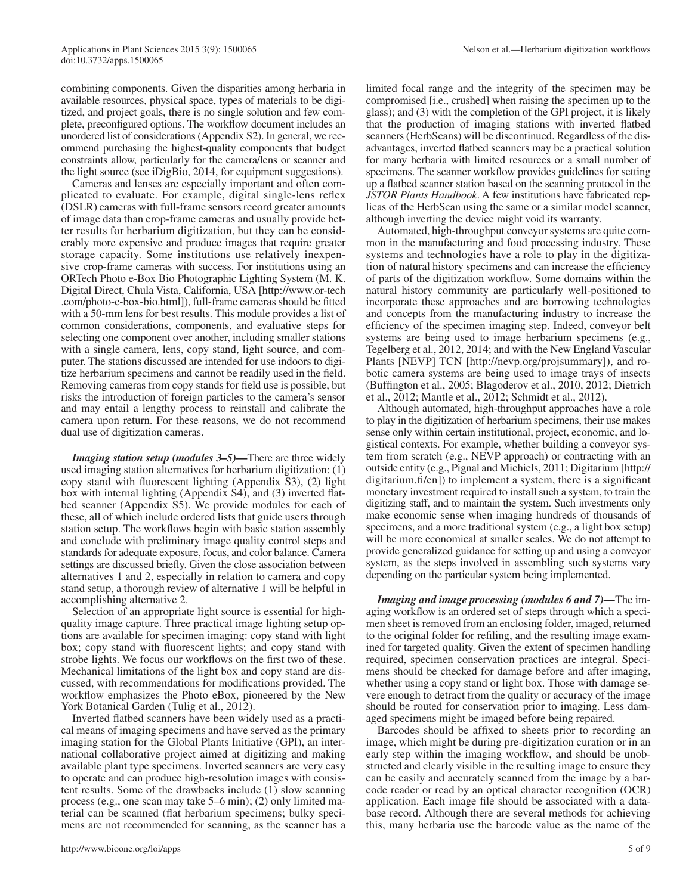combining components. Given the disparities among herbaria in available resources, physical space, types of materials to be digitized, and project goals, there is no single solution and few complete, preconfigured options. The workflow document includes an unordered list of considerations (Appendix S2). In general, we recommend purchasing the highest-quality components that budget constraints allow, particularly for the camera/lens or scanner and the light source (see iDigBio, 2014, for equipment suggestions).

Cameras and lenses are especially important and often complicated to evaluate. For example, digital single-lens reflex (DSLR) cameras with full-frame sensors record greater amounts of image data than crop-frame cameras and usually provide better results for herbarium digitization, but they can be considerably more expensive and produce images that require greater storage capacity. Some institutions use relatively inexpensive crop-frame cameras with success. For institutions using an ORTech Photo e-Box Bio Photographic Lighting System (M. K. Digital Direct, Chula Vista, California, USA [http://www.or-tech.com/photo-e-box-bio.html]), full-frame cameras should be fitted with a 50-mm lens for best results. This module provides a list of common considerations, components, and evaluative steps for selecting one component over another, including smaller stations with a single camera, lens, copy stand, light source, and computer. The stations discussed are intended for use indoors to digitize herbarium specimens and cannot be readily used in the field. Removing cameras from copy stands for field use is possible, but risks the introduction of foreign particles to the camera's sensor and may entail a lengthy process to reinstall and calibrate the camera upon return. For these reasons, we do not recommend dual use of digitization cameras.

***Imaging station setup (modules 3–5)***—There are three widely used imaging station alternatives for herbarium digitization: (1) copy stand with fluorescent lighting (Appendix S3), (2) light box with internal lighting (Appendix S4), and (3) inverted flatbed scanner (Appendix S5). We provide modules for each of these, all of which include ordered lists that guide users through station setup. The workflows begin with basic station assembly and conclude with preliminary image quality control steps and standards for adequate exposure, focus, and color balance. Camera settings are discussed briefly. Given the close association between alternatives 1 and 2, especially in relation to camera and copy stand setup, a thorough review of alternative 1 will be helpful in accomplishing alternative 2.

Selection of an appropriate light source is essential for high-quality image capture. Three practical image lighting setup options are available for specimen imaging: copy stand with light box; copy stand with fluorescent lights; and copy stand with strobe lights. We focus our workflows on the first two of these. Mechanical limitations of the light box and copy stand are discussed, with recommendations for modifications provided. The workflow emphasizes the Photo eBox, pioneered by the New York Botanical Garden (Tulig et al., 2012).

Inverted flatbed scanners have been widely used as a practical means of imaging specimens and have served as the primary imaging station for the Global Plants Initiative (GPI), an international collaborative project aimed at digitizing and making available plant type specimens. Inverted scanners are very easy to operate and can produce high-resolution images with consistent results. Some of the drawbacks include (1) slow scanning process (e.g., one scan may take 5–6 min); (2) only limited material can be scanned (flat herbarium specimens; bulky specimens are not recommended for scanning, as the scanner has a limited focal range and the integrity of the specimen may be compromised [i.e., crushed] when raising the specimen up to the glass); and (3) with the completion of the GPI project, it is likely that the production of imaging stations with inverted flatbed scanners (HerbScans) will be discontinued. Regardless of the disadvantages, inverted flatbed scanners may be a practical solution for many herbaria with limited resources or a small number of specimens. The scanner workflow provides guidelines for setting up a flatbed scanner station based on the scanning protocol in the *JSTOR Plants Handbook*. A few institutions have fabricated replicas of the HerbScan using the same or a similar model scanner, although inverting the device might void its warranty.

Automated, high-throughput conveyor systems are quite common in the manufacturing and food processing industry. These systems and technologies have a role to play in the digitization of natural history specimens and can increase the efficiency of parts of the digitization workflow. Some domains within the natural history community are particularly well-positioned to incorporate these approaches and are borrowing technologies and concepts from the manufacturing industry to increase the efficiency of the specimen imaging step. Indeed, conveyor belt systems are being used to image herbarium specimens (e.g., Tegelberg et al., 2012, 2014; and with the New England Vascular Plants [NEVP] TCN [http://nevp.org/projsummary]), and robotic camera systems are being used to image trays of insects (Buffington et al., 2005; Blagoderov et al., 2010, 2012; Dietrich et al., 2012; Mantle et al., 2012; Schmidt et al., 2012).

Although automated, high-throughput approaches have a role to play in the digitization of herbarium specimens, their use makes sense only within certain institutional, project, economic, and logistical contexts. For example, whether building a conveyor system from scratch (e.g., NEVP approach) or contracting with an outside entity (e.g., Pignal and Michiels, 2011; Digitarium [http://digitarium.fi/en]) to implement a system, there is a significant monetary investment required to install such a system, to train the digitizing staff, and to maintain the system. Such investments only make economic sense when imaging hundreds of thousands of specimens, and a more traditional system (e.g., a light box setup) will be more economical at smaller scales. We do not attempt to provide generalized guidance for setting up and using a conveyor system, as the steps involved in assembling such systems vary depending on the particular system being implemented.

***Imaging and image processing (modules 6 and 7)***—The imaging workflow is an ordered set of steps through which a specimen sheet is removed from an enclosing folder, imaged, returned to the original folder for refiling, and the resulting image examined for targeted quality. Given the extent of specimen handling required, specimen conservation practices are integral. Specimens should be checked for damage before and after imaging, whether using a copy stand or light box. Those with damage severe enough to detract from the quality or accuracy of the image should be routed for conservation prior to imaging. Less damaged specimens might be imaged before being repaired.

Barcodes should be affixed to sheets prior to recording an image, which might be during pre-digitization curation or in an early step within the imaging workflow, and should be unobstructed and clearly visible in the resulting image to ensure they can be easily and accurately scanned from the image by a barcode reader or read by an optical character recognition (OCR) application. Each image file should be associated with a database record. Although there are several methods for achieving this, many herbaria use the barcode value as the name of the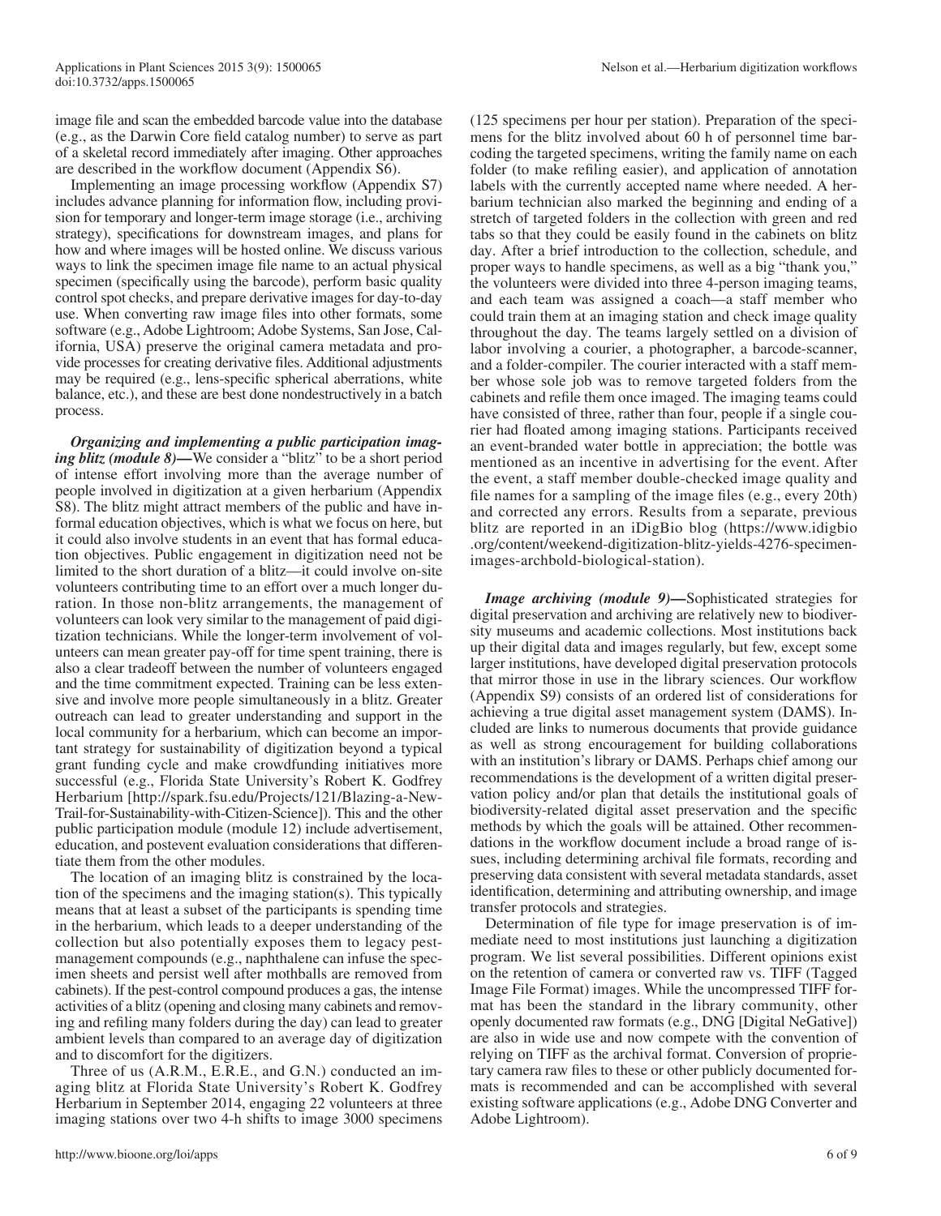image file and scan the embedded barcode value into the database (e.g., as the Darwin Core field catalog number) to serve as part of a skeletal record immediately after imaging. Other approaches are described in the workflow document (Appendix S6).

Implementing an image processing workflow (Appendix S7) includes advance planning for information flow, including provision for temporary and longer-term image storage (i.e., archiving strategy), specifications for downstream images, and plans for how and where images will be hosted online. We discuss various ways to link the specimen image file name to an actual physical specimen (specifically using the barcode), perform basic quality control spot checks, and prepare derivative images for day-to-day use. When converting raw image files into other formats, some software (e.g., Adobe Lightroom; Adobe Systems, San Jose, California, USA) preserve the original camera metadata and provide processes for creating derivative files. Additional adjustments may be required (e.g., lens-specific spherical aberrations, white balance, etc.), and these are best done nondestructively in a batch process.

***Organizing and implementing a public participation imaging blitz (module 8)***—We consider a "blitz" to be a short period of intense effort involving more than the average number of people involved in digitization at a given herbarium (Appendix S8). The blitz might attract members of the public and have informal education objectives, which is what we focus on here, but it could also involve students in an event that has formal education objectives. Public engagement in digitization need not be limited to the short duration of a blitz—it could involve on-site volunteers contributing time to an effort over a much longer duration. In those non-blitz arrangements, the management of volunteers can look very similar to the management of paid digitization technicians. While the longer-term involvement of volunteers can mean greater pay-off for time spent training, there is also a clear tradeoff between the number of volunteers engaged and the time commitment expected. Training can be less extensive and involve more people simultaneously in a blitz. Greater outreach can lead to greater understanding and support in the local community for a herbarium, which can become an important strategy for sustainability of digitization beyond a typical grant funding cycle and make crowdfunding initiatives more successful (e.g., Florida State University's Robert K. Godfrey Herbarium [http://spark.fsu.edu/Projects/121/Blazing-a-New-Trail-for-Sustainability-with-Citizen-Science]). This and the other public participation module (module 12) include advertisement, education, and postevent evaluation considerations that differentiate them from the other modules.

The location of an imaging blitz is constrained by the location of the specimens and the imaging station(s). This typically means that at least a subset of the participants is spending time in the herbarium, which leads to a deeper understanding of the collection but also potentially exposes them to legacy pest-management compounds (e.g., naphthalene can infuse the specimen sheets and persist well after mothballs are removed from cabinets). If the pest-control compound produces a gas, the intense activities of a blitz (opening and closing many cabinets and removing and refiling many folders during the day) can lead to greater ambient levels than compared to an average day of digitization and to discomfort for the digitizers.

Three of us (A.R.M., E.R.E., and G.N.) conducted an imaging blitz at Florida State University's Robert K. Godfrey Herbarium in September 2014, engaging 22 volunteers at three imaging stations over two 4-h shifts to image 3000 specimens (125 specimens per hour per station). Preparation of the specimens for the blitz involved about 60 h of personnel time barcoding the targeted specimens, writing the family name on each folder (to make refiling easier), and application of annotation labels with the currently accepted name where needed. A herbarium technician also marked the beginning and ending of a stretch of targeted folders in the collection with green and red tabs so that they could be easily found in the cabinets on blitz day. After a brief introduction to the collection, schedule, and proper ways to handle specimens, as well as a big "thank you," the volunteers were divided into three 4-person imaging teams, and each team was assigned a coach—a staff member who could train them at an imaging station and check image quality throughout the day. The teams largely settled on a division of labor involving a courier, a photographer, a barcode-scanner, and a folder-compiler. The courier interacted with a staff member whose sole job was to remove targeted folders from the cabinets and refile them once imaged. The imaging teams could have consisted of three, rather than four, people if a single courier had floated among imaging stations. Participants received an event-branded water bottle in appreciation; the bottle was mentioned as an incentive in advertising for the event. After the event, a staff member double-checked image quality and file names for a sampling of the image files (e.g., every 20th) and corrected any errors. Results from a separate, previous blitz are reported in an iDigBio blog (https://www.idigbio.org/content/weekend-digitization-blitz-yields-4276-specimen-images-archbold-biological-station).

***Image archiving (module 9)***—Sophisticated strategies for digital preservation and archiving are relatively new to biodiversity museums and academic collections. Most institutions back up their digital data and images regularly, but few, except some larger institutions, have developed digital preservation protocols that mirror those in use in the library sciences. Our workflow (Appendix S9) consists of an ordered list of considerations for achieving a true digital asset management system (DAMS). Included are links to numerous documents that provide guidance as well as strong encouragement for building collaborations with an institution's library or DAMS. Perhaps chief among our recommendations is the development of a written digital preservation policy and/or plan that details the institutional goals of biodiversity-related digital asset preservation and the specific methods by which the goals will be attained. Other recommendations in the workflow document include a broad range of issues, including determining archival file formats, recording and preserving data consistent with several metadata standards, asset identification, determining and attributing ownership, and image transfer protocols and strategies.

Determination of file type for image preservation is of immediate need to most institutions just launching a digitization program. We list several possibilities. Different opinions exist on the retention of camera or converted raw vs. TIFF (Tagged Image File Format) images. While the uncompressed TIFF format has been the standard in the library community, other openly documented raw formats (e.g., DNG [Digital NeGative]) are also in wide use and now compete with the convention of relying on TIFF as the archival format. Conversion of proprietary camera raw files to these or other publicly documented formats is recommended and can be accomplished with several existing software applications (e.g., Adobe DNG Converter and Adobe Lightroom).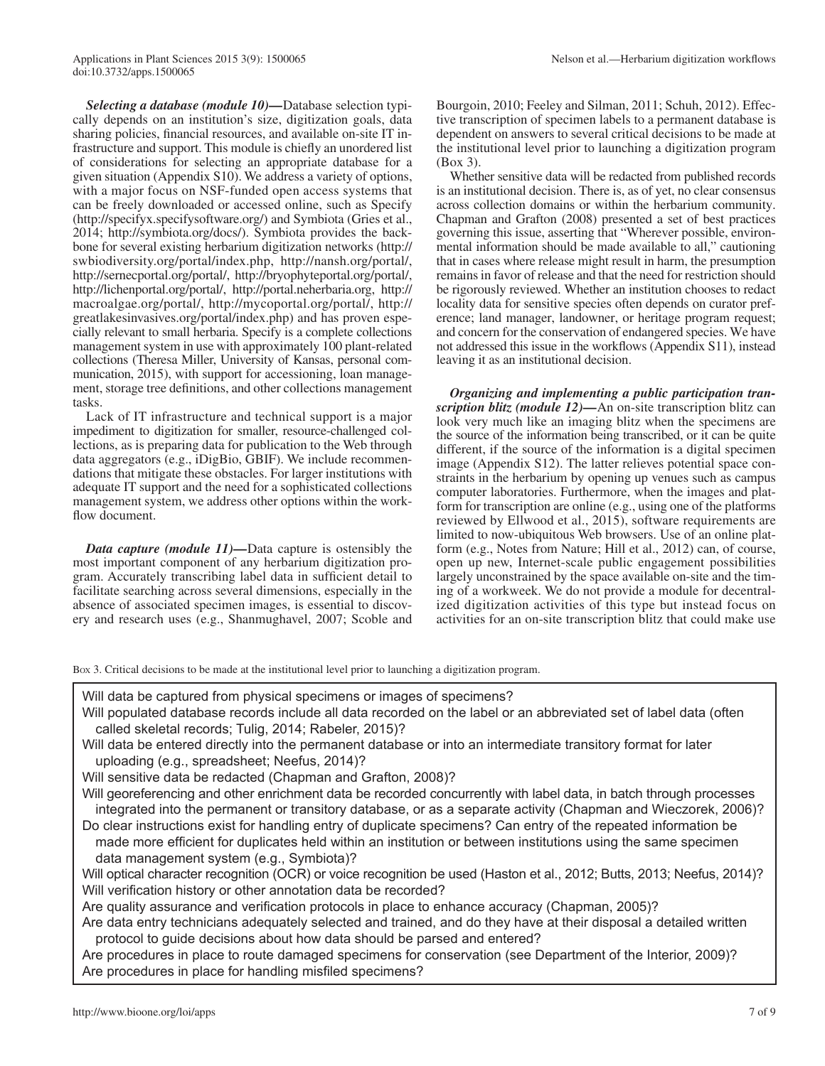***Selecting a database (module 10)***—Database selection typically depends on an institution's size, digitization goals, data sharing policies, financial resources, and available on-site IT infrastructure and support. This module is chiefly an unordered list of considerations for selecting an appropriate database for a given situation (Appendix S10). We address a variety of options, with a major focus on NSF-funded open access systems that can be freely downloaded or accessed online, such as Specify (http://specifyx.specifysoftware.org/) and Symbiota (Gries et al., 2014; http://symbiota.org/docs/). Symbiota provides the backbone for several existing herbarium digitization networks (http://swbiodiversity.org/portal/index.php, http://nansh.org/portal/, http://sernecportal.org/portal/, http://bryophyteportal.org/portal/, http://lichenportal.org/portal/, http://portal.neherbaria.org, http://macroalgae.org/portal/, http://mycoportal.org/portal/, http://greatlakesinvasives.org/portal/index.php) and has proven especially relevant to small herbaria. Specify is a complete collections management system in use with approximately 100 plant-related collections (Theresa Miller, University of Kansas, personal communication, 2015), with support for accessioning, loan management, storage tree definitions, and other collections management tasks.

Lack of IT infrastructure and technical support is a major impediment to digitization for smaller, resource-challenged collections, as is preparing data for publication to the Web through data aggregators (e.g., iDigBio, GBIF). We include recommendations that mitigate these obstacles. For larger institutions with adequate IT support and the need for a sophisticated collections management system, we address other options within the workflow document.

***Data capture (module 11)***—Data capture is ostensibly the most important component of any herbarium digitization program. Accurately transcribing label data in sufficient detail to facilitate searching across several dimensions, especially in the absence of associated specimen images, is essential to discovery and research uses (e.g., Shanmughavel, 2007; Scoble and Bourgoin, 2010; Feeley and Silman, 2011; Schuh, 2012). Effective transcription of specimen labels to a permanent database is dependent on answers to several critical decisions to be made at the institutional level prior to launching a digitization program (Box 3).

Whether sensitive data will be redacted from published records is an institutional decision. There is, as of yet, no clear consensus across collection domains or within the herbarium community. Chapman and Grafton (2008) presented a set of best practices governing this issue, asserting that "Wherever possible, environmental information should be made available to all," cautioning that in cases where release might result in harm, the presumption remains in favor of release and that the need for restriction should be rigorously reviewed. Whether an institution chooses to redact locality data for sensitive species often depends on curator preference; land manager, landowner, or heritage program request; and concern for the conservation of endangered species. We have not addressed this issue in the workflows (Appendix S11), instead leaving it as an institutional decision.

***Organizing and implementing a public participation transcription blitz (module 12)***—An on-site transcription blitz can look very much like an imaging blitz when the specimens are the source of the information being transcribed, or it can be quite different, if the source of the information is a digital specimen image (Appendix S12). The latter relieves potential space constraints in the herbarium by opening up venues such as campus computer laboratories. Furthermore, when the images and platform for transcription are online (e.g., using one of the platforms reviewed by Ellwood et al., 2015), software requirements are limited to now-ubiquitous Web browsers. Use of an online platform (e.g., Notes from Nature; Hill et al., 2012) can, of course, open up new, Internet-scale public engagement possibilities largely unconstrained by the space available on-site and the timing of a workweek. We do not provide a module for decentralized digitization activities of this type but instead focus on activities for an on-site transcription blitz that could make use

Box 3. Critical decisions to be made at the institutional level prior to launching a digitization program.

- Will data be captured from physical specimens or images of specimens?
- Will populated database records include all data recorded on the label or an abbreviated set of label data (often called skeletal records; Tulig, 2014; Rabeler, 2015)?
- Will data be entered directly into the permanent database or into an intermediate transitory format for later uploading (e.g., spreadsheet; Neefus, 2014)?
- Will sensitive data be redacted (Chapman and Grafton, 2008)?
- Will georeferencing and other enrichment data be recorded concurrently with label data, in batch through processes integrated into the permanent or transitory database, or as a separate activity (Chapman and Wieczorek, 2006)?
- Do clear instructions exist for handling entry of duplicate specimens? Can entry of the repeated information be made more efficient for duplicates held within an institution or between institutions using the same specimen data management system (e.g., Symbiota)?
- Will optical character recognition (OCR) or voice recognition be used (Haston et al., 2012; Butts, 2013; Neefus, 2014)?
- Will verification history or other annotation data be recorded?
- Are quality assurance and verification protocols in place to enhance accuracy (Chapman, 2005)?
- Are data entry technicians adequately selected and trained, and do they have at their disposal a detailed written protocol to guide decisions about how data should be parsed and entered?
- Are procedures in place to route damaged specimens for conservation (see Department of the Interior, 2009)?
- Are procedures in place for handling misfiled specimens?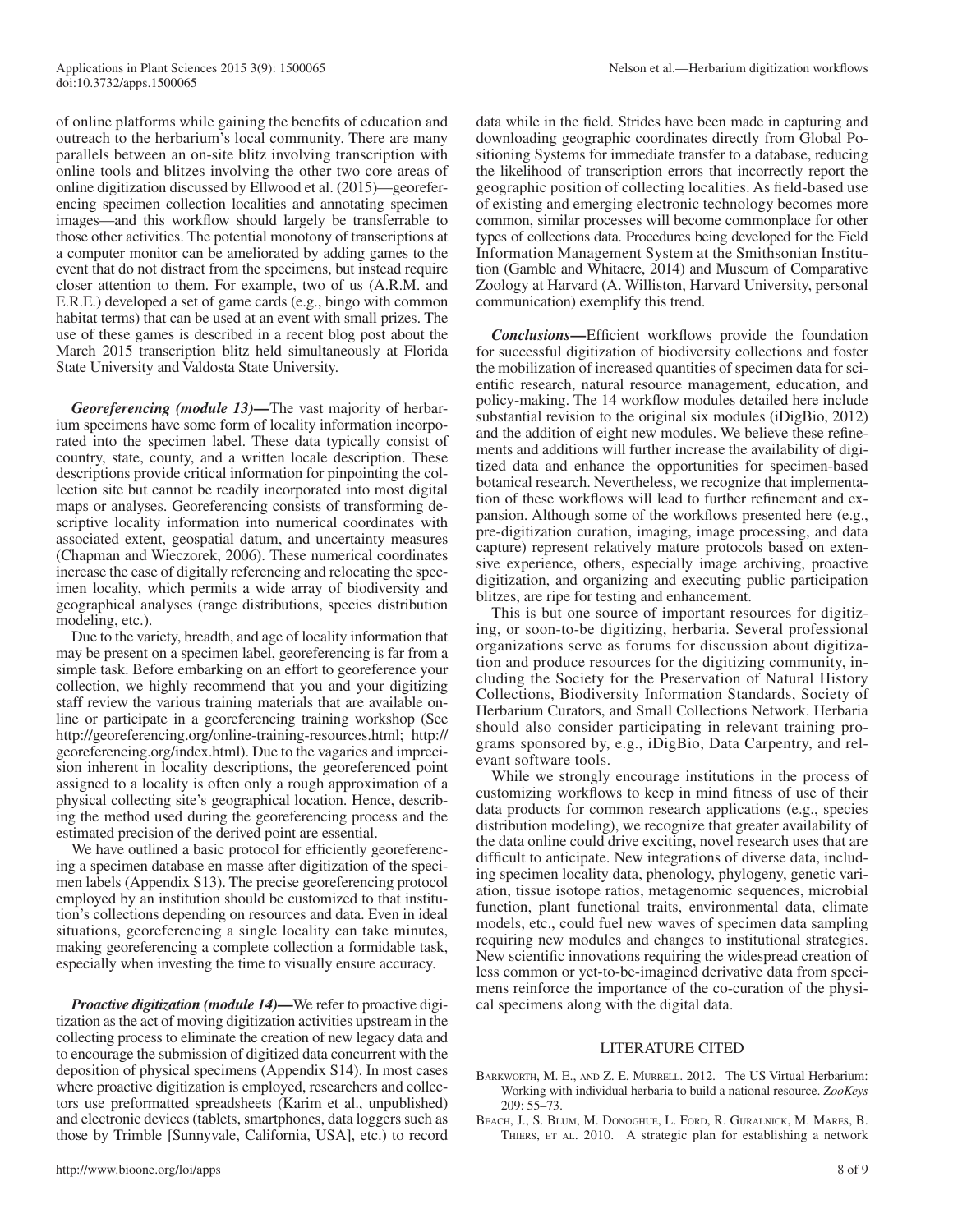of online platforms while gaining the benefits of education and outreach to the herbarium's local community. There are many parallels between an on-site blitz involving transcription with online tools and blitzes involving the other two core areas of online digitization discussed by Ellwood et al. (2015)—georeferencing specimen collection localities and annotating specimen images—and this workflow should largely be transferrable to those other activities. The potential monotony of transcriptions at a computer monitor can be ameliorated by adding games to the event that do not distract from the specimens, but instead require closer attention to them. For example, two of us (A.R.M. and E.R.E.) developed a set of game cards (e.g., bingo with common habitat terms) that can be used at an event with small prizes. The use of these games is described in a recent blog post about the March 2015 transcription blitz held simultaneously at Florida State University and Valdosta State University.

***Georeferencing (module 13)***—The vast majority of herbarium specimens have some form of locality information incorporated into the specimen label. These data typically consist of country, state, county, and a written locale description. These descriptions provide critical information for pinpointing the collection site but cannot be readily incorporated into most digital maps or analyses. Georeferencing consists of transforming descriptive locality information into numerical coordinates with associated extent, geospatial datum, and uncertainty measures (Chapman and Wieczorek, 2006). These numerical coordinates increase the ease of digitally referencing and relocating the specimen locality, which permits a wide array of biodiversity and geographical analyses (range distributions, species distribution modeling, etc.).

Due to the variety, breadth, and age of locality information that may be present on a specimen label, georeferencing is far from a simple task. Before embarking on an effort to georeference your collection, we highly recommend that you and your digitizing staff review the various training materials that are available online or participate in a georeferencing training workshop (See http://georeferencing.org/online-training-resources.html; http://georeferencing.org/index.html). Due to the vagaries and imprecision inherent in locality descriptions, the georeferenced point assigned to a locality is often only a rough approximation of a physical collecting site's geographical location. Hence, describing the method used during the georeferencing process and the estimated precision of the derived point are essential.

We have outlined a basic protocol for efficiently georeferencing a specimen database en masse after digitization of the specimen labels (Appendix S13). The precise georeferencing protocol employed by an institution should be customized to that institution's collections depending on resources and data. Even in ideal situations, georeferencing a single locality can take minutes, making georeferencing a complete collection a formidable task, especially when investing the time to visually ensure accuracy.

***Proactive digitization (module 14)***—We refer to proactive digitization as the act of moving digitization activities upstream in the collecting process to eliminate the creation of new legacy data and to encourage the submission of digitized data concurrent with the deposition of physical specimens (Appendix S14). In most cases where proactive digitization is employed, researchers and collectors use preformatted spreadsheets (Karim et al., unpublished) and electronic devices (tablets, smartphones, data loggers such as those by Trimble [Sunnyvale, California, USA], etc.) to record data while in the field. Strides have been made in capturing and downloading geographic coordinates directly from Global Positioning Systems for immediate transfer to a database, reducing the likelihood of transcription errors that incorrectly report the geographic position of collecting localities. As field-based use of existing and emerging electronic technology becomes more common, similar processes will become commonplace for other types of collections data. Procedures being developed for the Field Information Management System at the Smithsonian Institution (Gamble and Whitacre, 2014) and Museum of Comparative Zoology at Harvard (A. Williston, Harvard University, personal communication) exemplify this trend.

***Conclusions***—Efficient workflows provide the foundation for successful digitization of biodiversity collections and foster the mobilization of increased quantities of specimen data for scientific research, natural resource management, education, and policy-making. The 14 workflow modules detailed here include substantial revision to the original six modules (iDigBio, 2012) and the addition of eight new modules. We believe these refinements and additions will further increase the availability of digitized data and enhance the opportunities for specimen-based botanical research. Nevertheless, we recognize that implementation of these workflows will lead to further refinement and expansion. Although some of the workflows presented here (e.g., pre-digitization curation, imaging, image processing, and data capture) represent relatively mature protocols based on extensive experience, others, especially image archiving, proactive digitization, and organizing and executing public participation blitzes, are ripe for testing and enhancement.

This is but one source of important resources for digitizing, or soon-to-be digitizing, herbaria. Several professional organizations serve as forums for discussion about digitization and produce resources for the digitizing community, including the Society for the Preservation of Natural History Collections, Biodiversity Information Standards, Society of Herbarium Curators, and Small Collections Network. Herbaria should also consider participating in relevant training programs sponsored by, e.g., iDigBio, Data Carpentry, and relevant software tools.

While we strongly encourage institutions in the process of customizing workflows to keep in mind fitness of use of their data products for common research applications (e.g., species distribution modeling), we recognize that greater availability of the data online could drive exciting, novel research uses that are difficult to anticipate. New integrations of diverse data, including specimen locality data, phenology, phylogeny, genetic variation, tissue isotope ratios, metagenomic sequences, microbial function, plant functional traits, environmental data, climate models, etc., could fuel new waves of specimen data sampling requiring new modules and changes to institutional strategies. New scientific innovations requiring the widespread creation of less common or yet-to-be-imagined derivative data from specimens reinforce the importance of the co-curation of the physical specimens along with the digital data.

## LITERATURE CITED

Barkworth, M. E., and Z. E. Murrell. 2012. The US Virtual Herbarium: Working with individual herbaria to build a national resource. *ZooKeys* 209: 55–73.

Beach, J., S. Blum, M. Donoghue, L. Ford, R. Guralnick, M. Mares, B. Thiers, et al. 2010. A strategic plan for establishing a network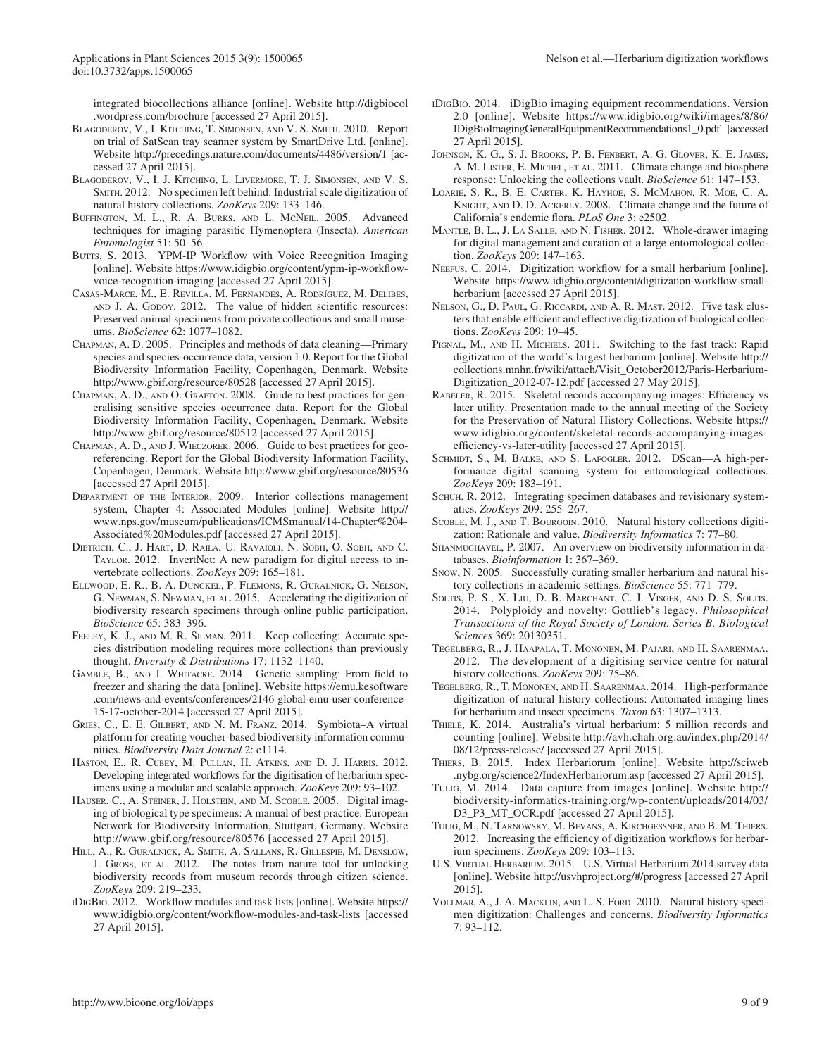integrated biocollections alliance [online]. Website http://digbiocol.wordpress.com/brochure [accessed 27 April 2015].

Blagoderov, V., I. Kitching, T. Simonsen, and V. S. Smith. 2010. Report on trial of SatScan tray scanner system by SmartDrive Ltd. [online]. Website http://precedings.nature.com/documents/4486/version/1 [accessed 27 April 2015].

Blagoderov, V., I. J. Kitching, L. Livermore, T. J. Simonsen, and V. S. Smith. 2012. No specimen left behind: Industrial scale digitization of natural history collections. *ZooKeys* 209: 133–146.

Buffington, M. L., R. A. Burks, and L. McNeil. 2005. Advanced techniques for imaging parasitic Hymenoptera (Insecta). *American Entomologist* 51: 50–56.

Butts, S. 2013. YPM-IP Workflow with Voice Recognition Imaging [online]. Website https://www.idigbio.org/content/ypm-ip-workflow-voice-recognition-imaging [accessed 27 April 2015].

Casas-Marce, M., E. Revilla, M. Fernandes, A. Rodríguez, M. Delibes, and J. A. Godoy. 2012. The value of hidden scientific resources: Preserved animal specimens from private collections and small museums. *BioScience* 62: 1077–1082.

Chapman, A. D. 2005. Principles and methods of data cleaning—Primary species and species-occurrence data, version 1.0. Report for the Global Biodiversity Information Facility, Copenhagen, Denmark. Website http://www.gbif.org/resource/80528 [accessed 27 April 2015].

Chapman, A. D., and O. Grafton. 2008. Guide to best practices for generalising sensitive species occurrence data. Report for the Global Biodiversity Information Facility, Copenhagen, Denmark. Website http://www.gbif.org/resource/80512 [accessed 27 April 2015].

Chapman, A. D., and J. Wieczorek. 2006. Guide to best practices for georeferencing. Report for the Global Biodiversity Information Facility, Copenhagen, Denmark. Website http://www.gbif.org/resource/80536 [accessed 27 April 2015].

Department of the Interior. 2009. Interior collections management system, Chapter 4: Associated Modules [online]. Website http://www.nps.gov/museum/publications/ICMSmanual/14-Chapter%204-Associated%20Modules.pdf [accessed 27 April 2015].

Dietrich, C., J. Hart, D. Raila, U. Ravaioli, N. Sobh, O. Sobh, and C. Taylor. 2012. InvertNet: A new paradigm for digital access to invertebrate collections. *ZooKeys* 209: 165–181.

Ellwood, E. R., B. A. Dunckel, P. Flemons, R. Guralnick, G. Nelson, G. Newman, S. Newman, et al. 2015. Accelerating the digitization of biodiversity research specimens through online public participation. *BioScience* 65: 383–396.

Feeley, K. J., and M. R. Silman. 2011. Keep collecting: Accurate species distribution modeling requires more collections than previously thought. *Diversity & Distributions* 17: 1132–1140.

Gamble, B., and J. Whitacre. 2014. Genetic sampling: From field to freezer and sharing the data [online]. Website https://emu.kesoftware.com/news-and-events/conferences/2146-global-emu-user-conference-15-17-october-2014 [accessed 27 April 2015].

Gries, C., E. E. Gilbert, and N. M. Franz. 2014. Symbiota–A virtual platform for creating voucher-based biodiversity information communities. *Biodiversity Data Journal* 2: e1114.

Haston, E., R. Cubey, M. Pullan, H. Atkins, and D. J. Harris. 2012. Developing integrated workflows for the digitisation of herbarium specimens using a modular and scalable approach. *ZooKeys* 209: 93–102.

Hauser, C., A. Steiner, J. Holstein, and M. Scoble. 2005. Digital imaging of biological type specimens: A manual of best practice. European Network for Biodiversity Information, Stuttgart, Germany. Website http://www.gbif.org/resource/80576 [accessed 27 April 2015].

Hill, A., R. Guralnick, A. Smith, A. Sallans, R. Gillespie, M. Denslow, J. Gross, et al. 2012. The notes from nature tool for unlocking biodiversity records from museum records through citizen science. *ZooKeys* 209: 219–233.

iDigBio. 2012. Workflow modules and task lists [online]. Website https://www.idigbio.org/content/workflow-modules-and-task-lists [accessed 27 April 2015].

iDigBio. 2014. iDigBio imaging equipment recommendations. Version 2.0 [online]. Website https://www.idigbio.org/wiki/images/8/86/IDigBioImagingGeneralEquipmentRecommendations1_0.pdf [accessed 27 April 2015].

Johnson, K. G., S. J. Brooks, P. B. Fenbert, A. G. Glover, K. E. James, A. M. Lister, E. Michel, et al. 2011. Climate change and biosphere response: Unlocking the collections vault. *BioScience* 61: 147–153.

Loarie, S. R., B. E. Carter, K. Hayhoe, S. McMahon, R. Moe, C. A. Knight, and D. D. Ackerly. 2008. Climate change and the future of California's endemic flora. *PLoS One* 3: e2502.

Mantle, B. L., J. La Salle, and N. Fisher. 2012. Whole-drawer imaging for digital management and curation of a large entomological collection. *ZooKeys* 209: 147–163.

Neefus, C. 2014. Digitization workflow for a small herbarium [online]. Website https://www.idigbio.org/content/digitization-workflow-small-herbarium [accessed 27 April 2015].

Nelson, G., D. Paul, G. Riccardi, and A. R. Mast. 2012. Five task clusters that enable efficient and effective digitization of biological collections. *ZooKeys* 209: 19–45.

Pignal, M., and H. Michiels. 2011. Switching to the fast track: Rapid digitization of the world's largest herbarium [online]. Website http://collections.mnhn.fr/wiki/attach/Visit_October2012/Paris-Herbarium-Digitization_2012-07-12.pdf [accessed 27 May 2015].

Rabeler, R. 2015. Skeletal records accompanying images: Efficiency vs later utility. Presentation made to the annual meeting of the Society for the Preservation of Natural History Collections. Website https://www.idigbio.org/content/skeletal-records-accompanying-images-efficiency-vs-later-utility [accessed 27 April 2015].

Schmidt, S., M. Balke, and S. Lafogler. 2012. DScan—A high-performance digital scanning system for entomological collections. *ZooKeys* 209: 183–191.

Schuh, R. 2012. Integrating specimen databases and revisionary systematics. *ZooKeys* 209: 255–267.

Scoble, M. J., and T. Bourgoin. 2010. Natural history collections digitization: Rationale and value. *Biodiversity Informatics* 7: 77–80.

Shanmughavel, P. 2007. An overview on biodiversity information in databases. *Bioinformation* 1: 367–369.

Snow, N. 2005. Successfully curating smaller herbarium and natural history collections in academic settings. *BioScience* 55: 771–779.

Soltis, P. S., X. Liu, D. B. Marchant, C. J. Visger, and D. S. Soltis. 2014. Polyploidy and novelty: Gottlieb's legacy. *Philosophical Transactions of the Royal Society of London. Series B, Biological Sciences* 369: 20130351.

Tegelberg, R., J. Haapala, T. Mononen, M. Pajari, and H. Saarenmaa. 2012. The development of a digitising service centre for natural history collections. *ZooKeys* 209: 75–86.

Tegelberg, R., T. Mononen, and H. Saarenmaa. 2014. High-performance digitization of natural history collections: Automated imaging lines for herbarium and insect specimens. *Taxon* 63: 1307–1313.

Thiele, K. 2014. Australia's virtual herbarium: 5 million records and counting [online]. Website http://avh.chah.org.au/index.php/2014/08/12/press-release/ [accessed 27 April 2015].

Thiers, B. 2015. Index Herbariorum [online]. Website http://sciweb.nybg.org/science2/IndexHerbariorum.asp [accessed 27 April 2015].

Tulig, M. 2014. Data capture from images [online]. Website http://biodiversity-informatics-training.org/wp-content/uploads/2014/03/D3_P3_MT_OCR.pdf [accessed 27 April 2015].

Tulig, M., N. Tarnowsky, M. Bevans, A. Kirchgessner, and B. M. Thiers. 2012. Increasing the efficiency of digitization workflows for herbarium specimens. *ZooKeys* 209: 103–113.

U.S. Virtual Herbarium. 2015. U.S. Virtual Herbarium 2014 survey data [online]. Website http://usvhproject.org/#/progress [accessed 27 April 2015].

Vollmar, A., J. A. Macklin, and L. S. Ford. 2010. Natural history specimen digitization: Challenges and concerns. *Biodiversity Informatics* 7: 93–112.